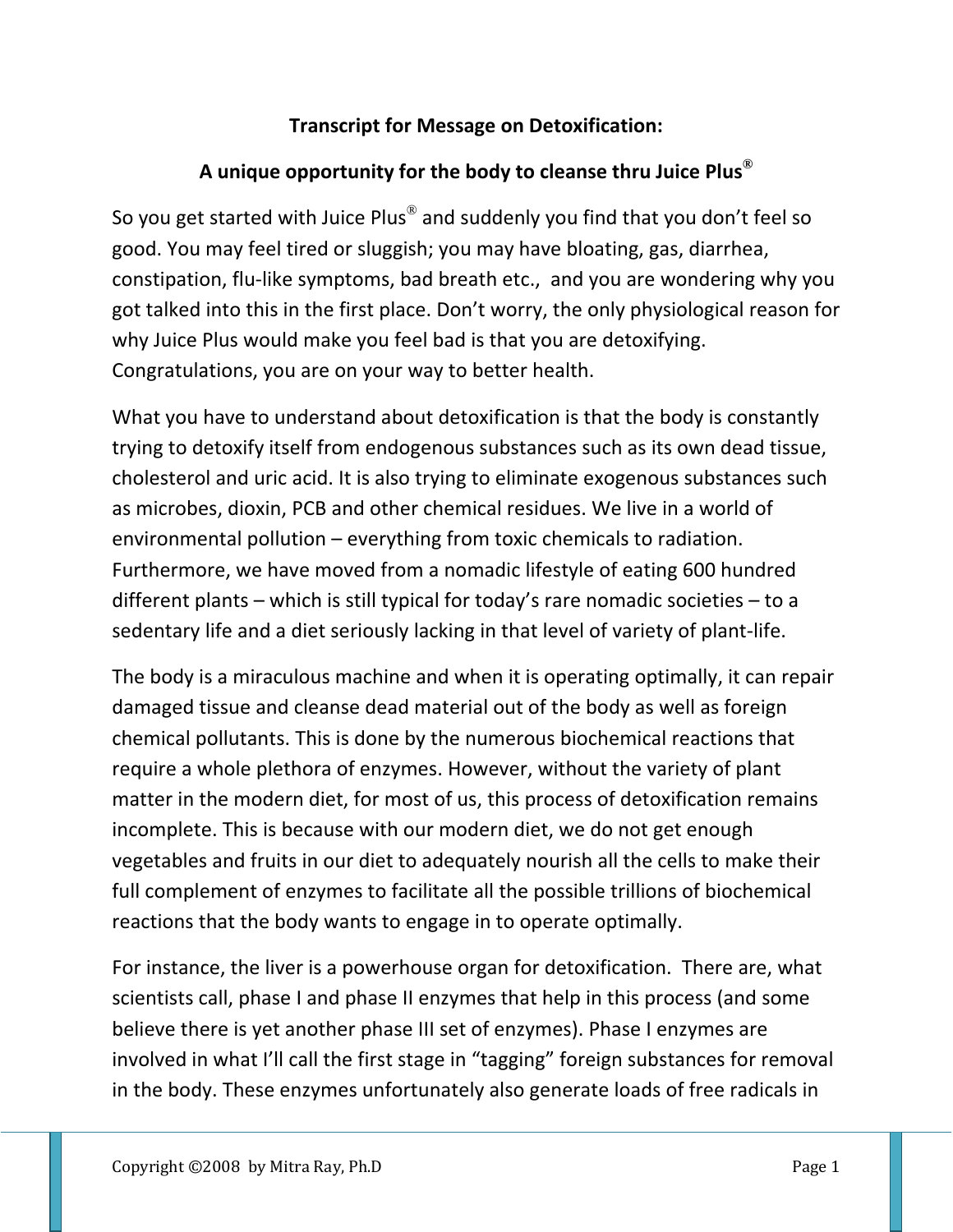**Transcript for Message on Detoxification:**

**A unique opportunity for the body to cleanse thru Juice Plus®**

So you get started with Juice Plus® and suddenly you find that you don't feel so good. You may feel tired or sluggish; you may have bloating, gas, diarrhea, constipation, flu-like symptoms, bad breath etc., and you are wondering why you got talked into this in the first place. Don't worry, the only physiological reason for why Juice Plus would make you feel bad is that you are detoxifying. Congratulations, you are on your way to better health.

What you have to understand about detoxification is that the body is constantly trying to detoxify itself from endogenous substances such as its own dead tissue, cholesterol and uric acid. It is also trying to eliminate exogenous substances such as microbes, dioxin, PCB and other chemical residues. We live in a world of environmental pollution – everything from toxic chemicals to radiation. Furthermore, we have moved from a nomadic lifestyle of eating 600 hundred different plants – which is still typical for today's rare nomadic societies – to a sedentary life and a diet seriously lacking in that level of variety of plant-life.

The body is a miraculous machine and when it is operating optimally, it can repair damaged tissue and cleanse dead material out of the body as well as foreign chemical pollutants. This is done by the numerous biochemical reactions that require a whole plethora of enzymes. However, without the variety of plant matter in the modern diet, for most of us, this process of detoxification remains incomplete. This is because with our modern diet, we do not get enough vegetables and fruits in our diet to adequately nourish all the cells to make their full complement of enzymes to facilitate all the possible trillions of biochemical reactions that the body wants to engage in to operate optimally.

For instance, the liver is a powerhouse organ for detoxification. There are, what scientists call, phase I and phase II enzymes that help in this process (and some believe there is yet another phase III set of enzymes). Phase I enzymes are involved in what I'll call the first stage in "tagging" foreign substances for removal in the body. These enzymes unfortunately also generate loads of free radicals in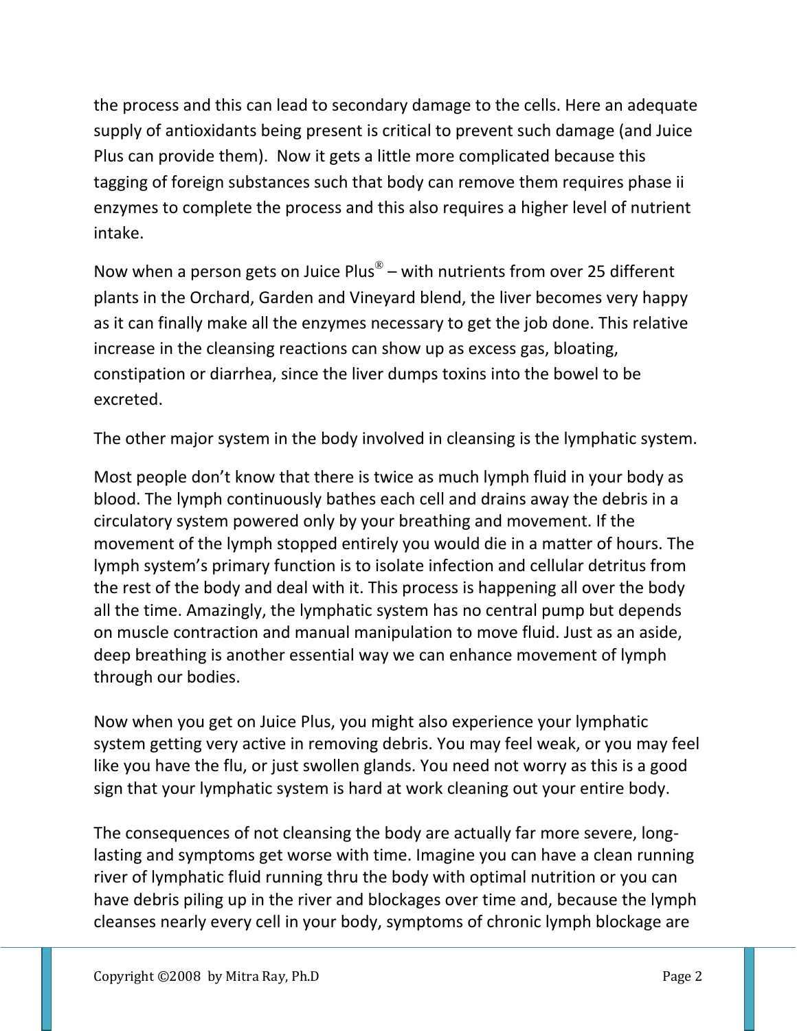the process and this can lead to secondary damage to the cells. Here an adequate supply of antioxidants being present is critical to prevent such damage (and Juice Plus can provide them). Now it gets a little more complicated because this tagging of foreign substances such that body can remove them requires phase ii enzymes to complete the process and this also requires a higher level of nutrient intake.

Now when a person gets on Juice Plus® – with nutrients from over 25 different plants in the Orchard, Garden and Vineyard blend, the liver becomes very happy as it can finally make all the enzymes necessary to get the job done. This relative increase in the cleansing reactions can show up as excess gas, bloating, constipation or diarrhea, since the liver dumps toxins into the bowel to be excreted.

The other major system in the body involved in cleansing is the lymphatic system.

Most people don't know that there is twice as much lymph fluid in your body as blood. The lymph continuously bathes each cell and drains away the debris in a circulatory system powered only by your breathing and movement. If the movement of the lymph stopped entirely you would die in a matter of hours. The lymph system's primary function is to isolate infection and cellular detritus from the rest of the body and deal with it. This process is happening all over the body all the time. Amazingly, the lymphatic system has no central pump but depends on muscle contraction and manual manipulation to move fluid. Just as an aside, deep breathing is another essential way we can enhance movement of lymph through our bodies.

Now when you get on Juice Plus, you might also experience your lymphatic system getting very active in removing debris. You may feel weak, or you may feel like you have the flu, or just swollen glands. You need not worry as this is a good sign that your lymphatic system is hard at work cleaning out your entire body.

The consequences of not cleansing the body are actually far more severe, long-lasting and symptoms get worse with time. Imagine you can have a clean running river of lymphatic fluid running thru the body with optimal nutrition or you can have debris piling up in the river and blockages over time and, because the lymph cleanses nearly every cell in your body, symptoms of chronic lymph blockage are

Copyright ©2008 by Mitra Ray, Ph.D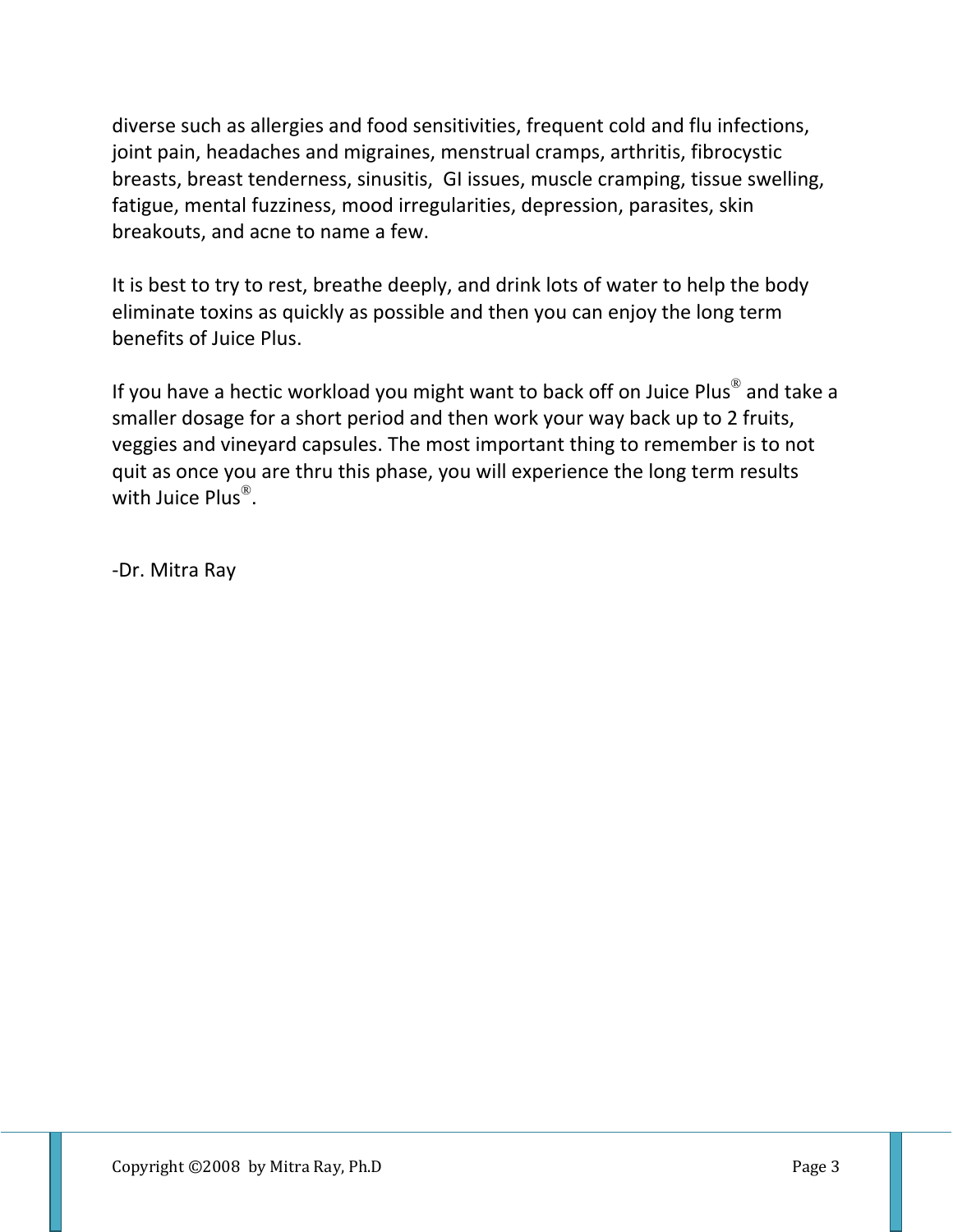diverse such as allergies and food sensitivities, frequent cold and flu infections, joint pain, headaches and migraines, menstrual cramps, arthritis, fibrocystic breasts, breast tenderness, sinusitis, GI issues, muscle cramping, tissue swelling, fatigue, mental fuzziness, mood irregularities, depression, parasites, skin breakouts, and acne to name a few.

It is best to try to rest, breathe deeply, and drink lots of water to help the body eliminate toxins as quickly as possible and then you can enjoy the long term benefits of Juice Plus.

If you have a hectic workload you might want to back off on Juice Plus® and take a smaller dosage for a short period and then work your way back up to 2 fruits, veggies and vineyard capsules. The most important thing to remember is to not quit as once you are thru this phase, you will experience the long term results with Juice Plus®.

-Dr. Mitra Ray

Copyright ©2008 by Mitra Ray, Ph.D